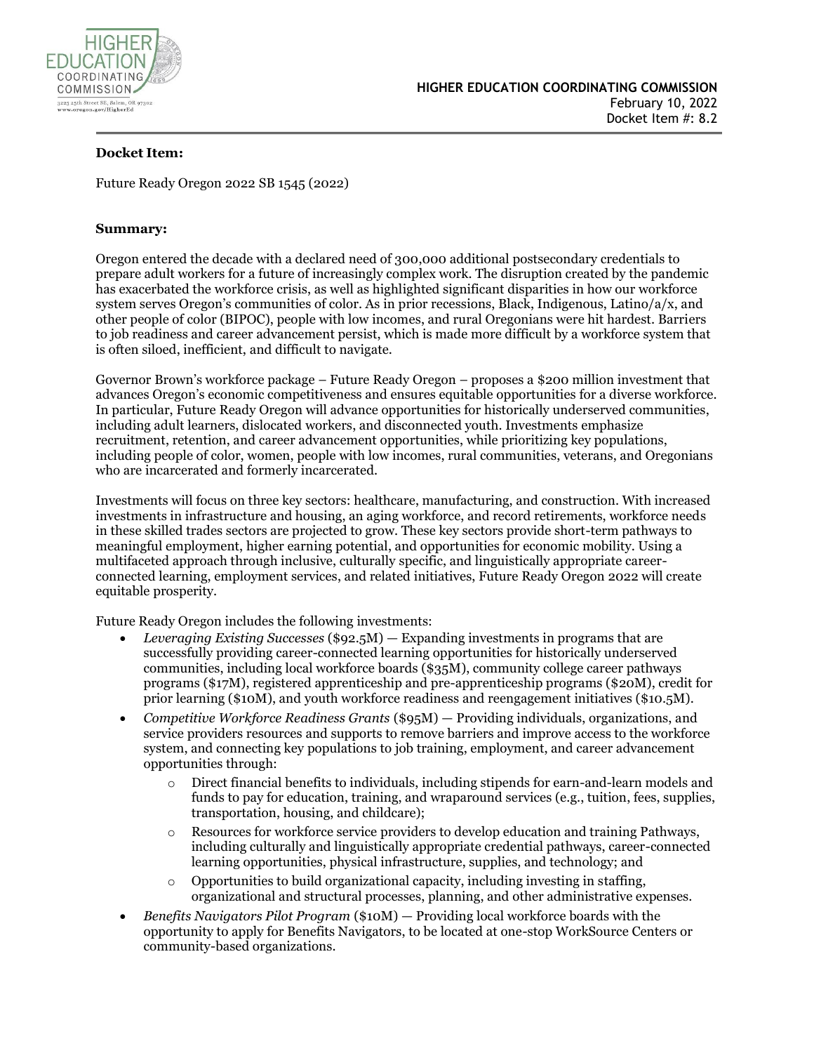**HIGHER EDUCATION COORDINATING COMMISSION**
February 10, 2022
Docket Item #: 8.2

**Docket Item:**

Future Ready Oregon 2022 SB 1545 (2022)

**Summary:**

Oregon entered the decade with a declared need of 300,000 additional postsecondary credentials to prepare adult workers for a future of increasingly complex work. The disruption created by the pandemic has exacerbated the workforce crisis, as well as highlighted significant disparities in how our workforce system serves Oregon's communities of color. As in prior recessions, Black, Indigenous, Latino/a/x, and other people of color (BIPOC), people with low incomes, and rural Oregonians were hit hardest. Barriers to job readiness and career advancement persist, which is made more difficult by a workforce system that is often siloed, inefficient, and difficult to navigate.

Governor Brown's workforce package – Future Ready Oregon – proposes a $200 million investment that advances Oregon's economic competitiveness and ensures equitable opportunities for a diverse workforce. In particular, Future Ready Oregon will advance opportunities for historically underserved communities, including adult learners, dislocated workers, and disconnected youth. Investments emphasize recruitment, retention, and career advancement opportunities, while prioritizing key populations, including people of color, women, people with low incomes, rural communities, veterans, and Oregonians who are incarcerated and formerly incarcerated.

Investments will focus on three key sectors: healthcare, manufacturing, and construction. With increased investments in infrastructure and housing, an aging workforce, and record retirements, workforce needs in these skilled trades sectors are projected to grow. These key sectors provide short-term pathways to meaningful employment, higher earning potential, and opportunities for economic mobility. Using a multifaceted approach through inclusive, culturally specific, and linguistically appropriate career-connected learning, employment services, and related initiatives, Future Ready Oregon 2022 will create equitable prosperity.

Future Ready Oregon includes the following investments:

- *Leveraging Existing Successes* ($92.5M) — Expanding investments in programs that are successfully providing career-connected learning opportunities for historically underserved communities, including local workforce boards ($35M), community college career pathways programs ($17M), registered apprenticeship and pre-apprenticeship programs ($20M), credit for prior learning ($10M), and youth workforce readiness and reengagement initiatives ($10.5M).
- *Competitive Workforce Readiness Grants* ($95M) — Providing individuals, organizations, and service providers resources and supports to remove barriers and improve access to the workforce system, and connecting key populations to job training, employment, and career advancement opportunities through:
  - Direct financial benefits to individuals, including stipends for earn-and-learn models and funds to pay for education, training, and wraparound services (e.g., tuition, fees, supplies, transportation, housing, and childcare);
  - Resources for workforce service providers to develop education and training Pathways, including culturally and linguistically appropriate credential pathways, career-connected learning opportunities, physical infrastructure, supplies, and technology; and
  - Opportunities to build organizational capacity, including investing in staffing, organizational and structural processes, planning, and other administrative expenses.
- *Benefits Navigators Pilot Program* ($10M) — Providing local workforce boards with the opportunity to apply for Benefits Navigators, to be located at one-stop WorkSource Centers or community-based organizations.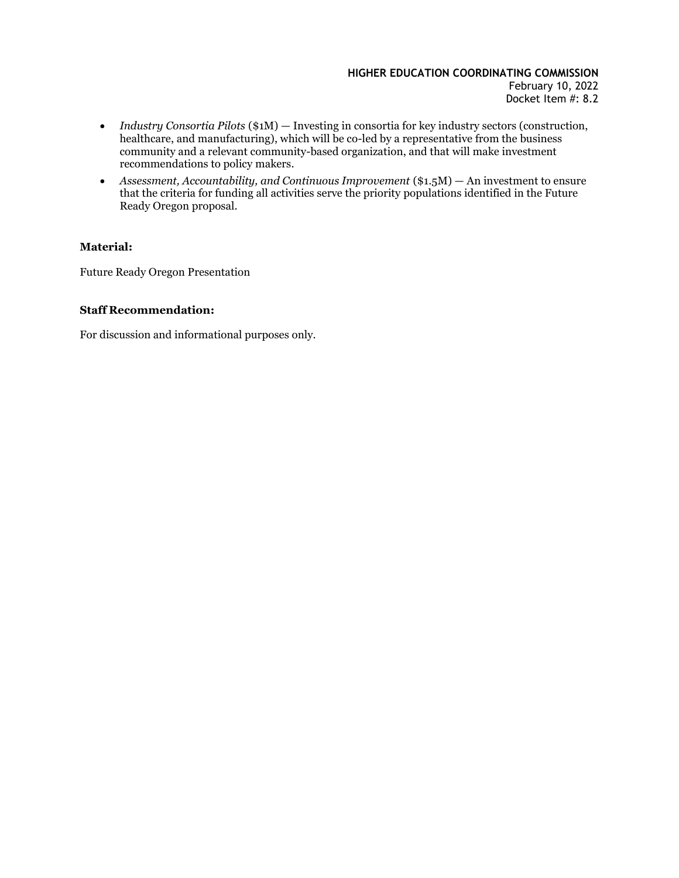- *Industry Consortia Pilots* ($1M) — Investing in consortia for key industry sectors (construction, healthcare, and manufacturing), which will be co-led by a representative from the business community and a relevant community-based organization, and that will make investment recommendations to policy makers.
- *Assessment, Accountability, and Continuous Improvement* ($1.5M) — An investment to ensure that the criteria for funding all activities serve the priority populations identified in the Future Ready Oregon proposal.

**Material:**

Future Ready Oregon Presentation

**Staff Recommendation:**

For discussion and informational purposes only.